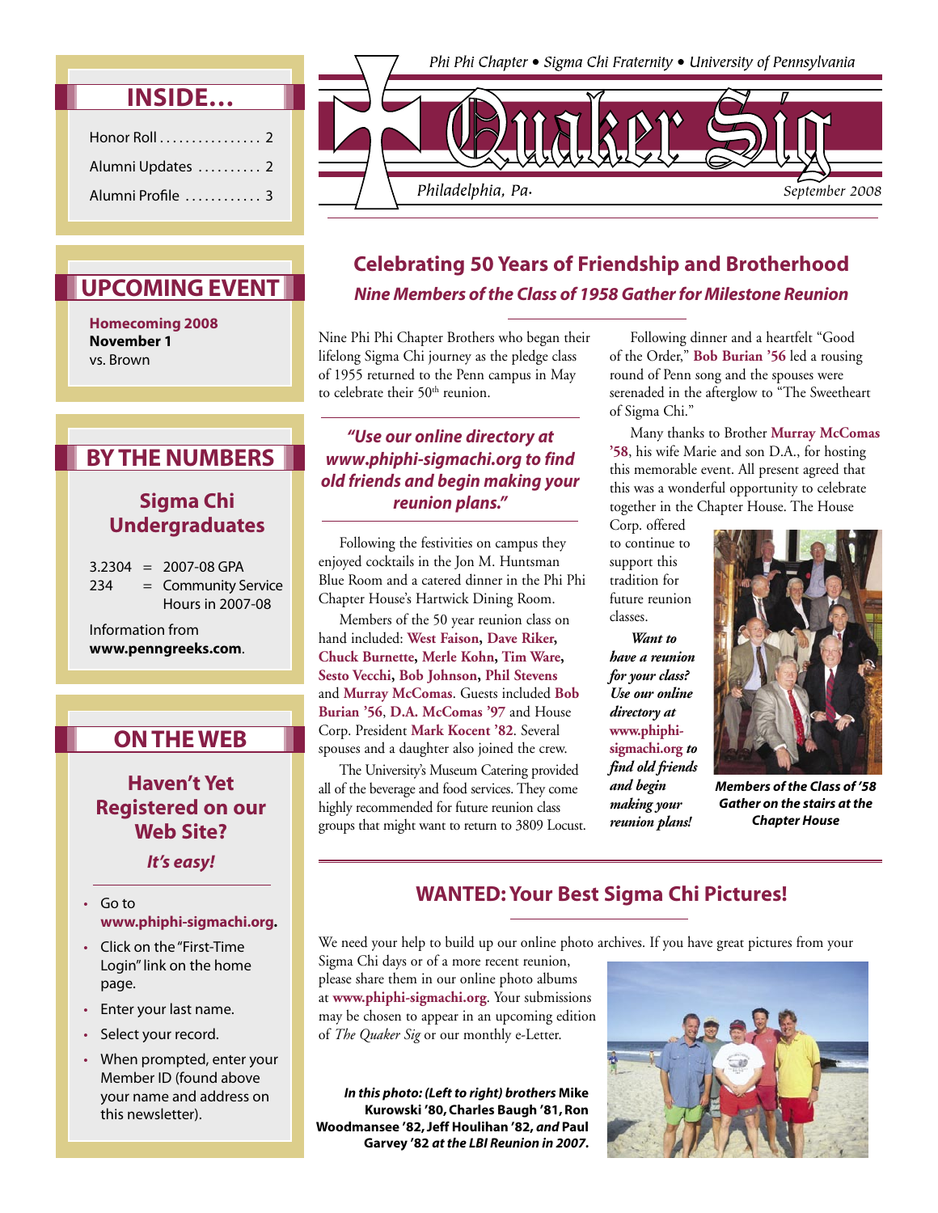Phi Phi Chapter • Sigma Chi Fraternity • University of Pennsylvania

# Quaker Sig

Philadelphia, Pa. September 2008

## INSIDE...

Honor Roll . . . . . . . . . . . . . . . . 2
Alumni Updates . . . . . . . . . . 2
Alumni Profile . . . . . . . . . . . . 3

## UPCOMING EVENT

**Homecoming 2008**
**November 1**
vs. Brown

## BY THE NUMBERS

### Sigma Chi Undergraduates

3.2304 = 2007-08 GPA
234 = Community Service Hours in 2007-08

Information from **www.penngreeks.com**.

## ON THE WEB

### Haven't Yet Registered on our Web Site?

***It's easy!***

- Go to **www.phiphi-sigmachi.org.**
- Click on the "First-Time Login" link on the home page.
- Enter your last name.
- Select your record.
- When prompted, enter your Member ID (found above your name and address on this newsletter).

## Celebrating 50 Years of Friendship and Brotherhood

### *Nine Members of the Class of 1958 Gather for Milestone Reunion*

Nine Phi Phi Chapter Brothers who began their lifelong Sigma Chi journey as the pledge class of 1955 returned to the Penn campus in May to celebrate their 50th reunion.

***"Use our online directory at www.phiphi-sigmachi.org to find old friends and begin making your reunion plans."***

Following the festivities on campus they enjoyed cocktails in the Jon M. Huntsman Blue Room and a catered dinner in the Phi Phi Chapter House's Hartwick Dining Room.

Members of the 50 year reunion class on hand included: **West Faison, Dave Riker, Chuck Burnette, Merle Kohn, Tim Ware, Sesto Vecchi, Bob Johnson, Phil Stevens** and **Murray McComas**. Guests included **Bob Burian '56**, **D.A. McComas '97** and House Corp. President **Mark Kocent '82**. Several spouses and a daughter also joined the crew.

The University's Museum Catering provided all of the beverage and food services. They come highly recommended for future reunion class groups that might want to return to 3809 Locust.

Following dinner and a heartfelt "Good of the Order," **Bob Burian '56** led a rousing round of Penn song and the spouses were serenaded in the afterglow to "The Sweetheart of Sigma Chi."

Many thanks to Brother **Murray McComas '58**, his wife Marie and son D.A., for hosting this memorable event. All present agreed that this was a wonderful opportunity to celebrate together in the Chapter House. The House Corp. offered to continue to support this tradition for future reunion classes.

***Want to have a reunion for your class? Use our online directory at www.phiphi-sigmachi.org to find old friends and begin making your reunion plans!***

***Members of the Class of '58 Gather on the stairs at the Chapter House***

## WANTED: Your Best Sigma Chi Pictures!

We need your help to build up our online photo archives. If you have great pictures from your Sigma Chi days or of a more recent reunion, please share them in our online photo albums at **www.phiphi-sigmachi.org**. Your submissions may be chosen to appear in an upcoming edition of *The Quaker Sig* or our monthly e-Letter.

***In this photo: (Left to right) brothers* Mike Kurowski '80, Charles Baugh '81, Ron Woodmansee '82, Jeff Houlihan '82, *and* Paul Garvey '82 *at the LBI Reunion in 2007.***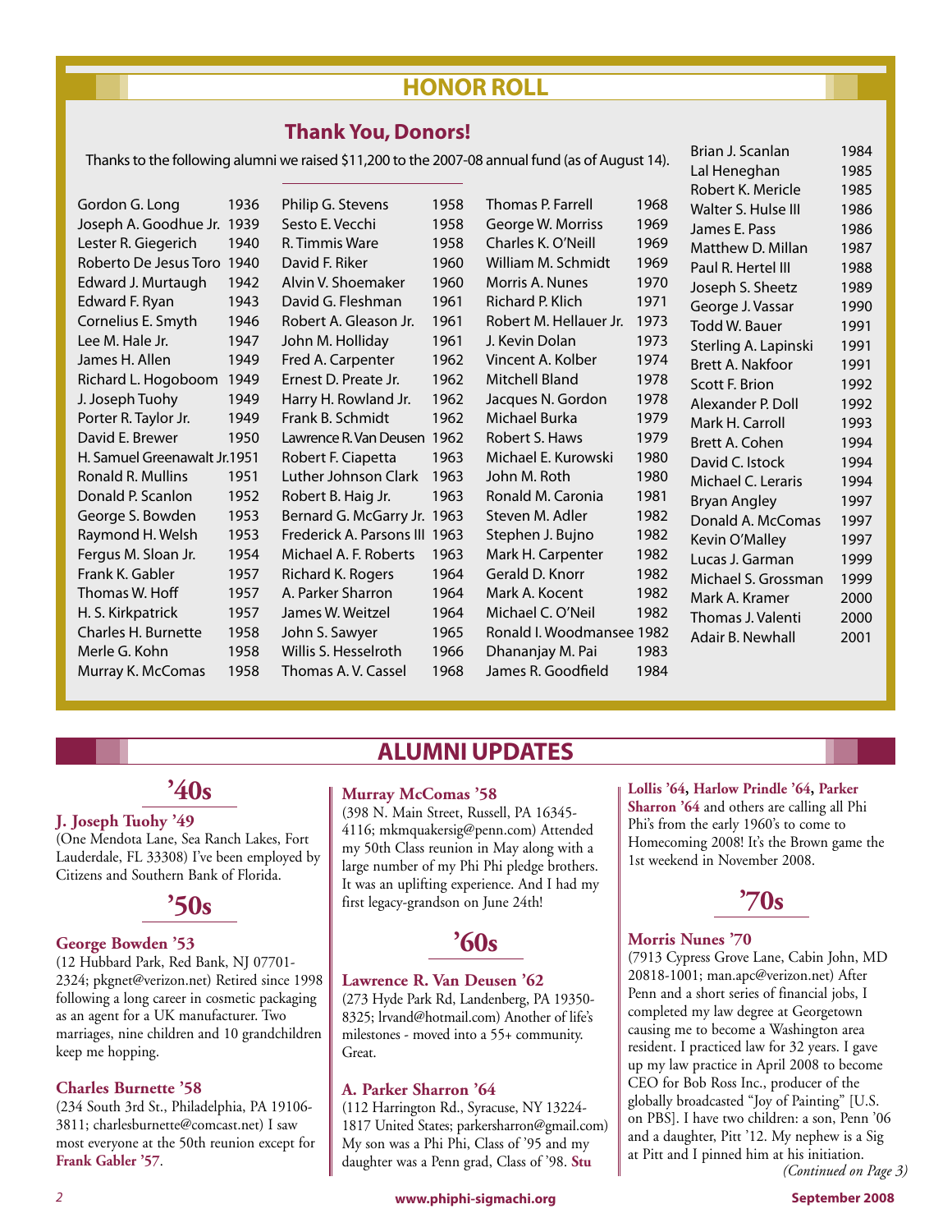# HONOR ROLL

## Thank You, Donors!

Thanks to the following alumni we raised $11,200 to the 2007-08 annual fund (as of August 14).

| Name | Year |
|---|---|
| Gordon G. Long | 1936 |
| Joseph A. Goodhue Jr. | 1939 |
| Lester R. Giegerich | 1940 |
| Roberto De Jesus Toro | 1940 |
| Edward J. Murtaugh | 1942 |
| Edward F. Ryan | 1943 |
| Cornelius E. Smyth | 1946 |
| Lee M. Hale Jr. | 1947 |
| James H. Allen | 1949 |
| Richard L. Hogoboom | 1949 |
| J. Joseph Tuohy | 1949 |
| Porter R. Taylor Jr. | 1949 |
| David E. Brewer | 1950 |
| H. Samuel Greenawalt Jr. | 1951 |
| Ronald R. Mullins | 1951 |
| Donald P. Scanlon | 1952 |
| George S. Bowden | 1953 |
| Raymond H. Welsh | 1953 |
| Fergus M. Sloan Jr. | 1954 |
| Frank K. Gabler | 1957 |
| Thomas W. Hoff | 1957 |
| H. S. Kirkpatrick | 1957 |
| Charles H. Burnette | 1958 |
| Merle G. Kohn | 1958 |
| Murray K. McComas | 1958 |
| Philip G. Stevens | 1958 |
| Sesto E. Vecchi | 1958 |
| R. Timmis Ware | 1958 |
| David F. Riker | 1960 |
| Alvin V. Shoemaker | 1960 |
| David G. Fleshman | 1961 |
| Robert A. Gleason Jr. | 1961 |
| John M. Holliday | 1961 |
| Fred A. Carpenter | 1962 |
| Ernest D. Preate Jr. | 1962 |
| Harry H. Rowland Jr. | 1962 |
| Frank B. Schmidt | 1962 |
| Lawrence R. Van Deusen | 1962 |
| Robert F. Ciapetta | 1963 |
| Luther Johnson Clark | 1963 |
| Robert B. Haig Jr. | 1963 |
| Bernard G. McGarry Jr. | 1963 |
| Frederick A. Parsons III | 1963 |
| Michael A. F. Roberts | 1963 |
| Richard K. Rogers | 1964 |
| A. Parker Sharron | 1964 |
| James W. Weitzel | 1964 |
| John S. Sawyer | 1965 |
| Willis S. Hesselroth | 1966 |
| Thomas A. V. Cassel | 1968 |
| Thomas P. Farrell | 1968 |
| George W. Morriss | 1969 |
| Charles K. O'Neill | 1969 |
| William M. Schmidt | 1969 |
| Morris A. Nunes | 1970 |
| Richard P. Klich | 1971 |
| Robert M. Hellauer Jr. | 1973 |
| J. Kevin Dolan | 1973 |
| Vincent A. Kolber | 1974 |
| Mitchell Bland | 1978 |
| Jacques N. Gordon | 1978 |
| Michael Burka | 1979 |
| Robert S. Haws | 1979 |
| Michael E. Kurowski | 1980 |
| John M. Roth | 1980 |
| Ronald M. Caronia | 1981 |
| Steven M. Adler | 1982 |
| Stephen J. Bujno | 1982 |
| Mark H. Carpenter | 1982 |
| Gerald D. Knorr | 1982 |
| Mark A. Kocent | 1982 |
| Michael C. O'Neil | 1982 |
| Ronald I. Woodmansee | 1982 |
| Dhananjay M. Pai | 1983 |
| James R. Goodfield | 1984 |
| Brian J. Scanlan | 1984 |
| Lal Heneghan | 1985 |
| Robert K. Mericle | 1985 |
| Walter S. Hulse III | 1986 |
| James E. Pass | 1986 |
| Matthew D. Millan | 1987 |
| Paul R. Hertel III | 1988 |
| Joseph S. Sheetz | 1989 |
| George J. Vassar | 1990 |
| Todd W. Bauer | 1991 |
| Sterling A. Lapinski | 1991 |
| Brett A. Nakfoor | 1991 |
| Scott F. Brion | 1992 |
| Alexander P. Doll | 1992 |
| Mark H. Carroll | 1993 |
| Brett A. Cohen | 1994 |
| David C. Istock | 1994 |
| Michael C. Leraris | 1994 |
| Bryan Angley | 1997 |
| Donald A. McComas | 1997 |
| Kevin O'Malley | 1997 |
| Lucas J. Garman | 1999 |
| Michael S. Grossman | 1999 |
| Mark A. Kramer | 2000 |
| Thomas J. Valenti | 2000 |
| Adair B. Newhall | 2001 |

# ALUMNI UPDATES

## '40s

### J. Joseph Tuohy '49

(One Mendota Lane, Sea Ranch Lakes, Fort Lauderdale, FL 33308) I've been employed by Citizens and Southern Bank of Florida.

## '50s

### George Bowden '53

(12 Hubbard Park, Red Bank, NJ 07701-2324; pkgnet@verizon.net) Retired since 1998 following a long career in cosmetic packaging as an agent for a UK manufacturer. Two marriages, nine children and 10 grandchildren keep me hopping.

### Charles Burnette '58

(234 South 3rd St., Philadelphia, PA 19106-3811; charlesburnette@comcast.net) I saw most everyone at the 50th reunion except for **Frank Gabler '57**.

### Murray McComas '58

(398 N. Main Street, Russell, PA 16345-4116; mkmquakersig@penn.com) Attended my 50th Class reunion in May along with a large number of my Phi Phi pledge brothers. It was an uplifting experience. And I had my first legacy-grandson on June 24th!

## '60s

### Lawrence R. Van Deusen '62

(273 Hyde Park Rd, Landenberg, PA 19350-8325; lrvand@hotmail.com) Another of life's milestones - moved into a 55+ community. Great.

### A. Parker Sharron '64

(112 Harrington Rd., Syracuse, NY 13224-1817 United States; parkersharron@gmail.com) My son was a Phi Phi, Class of '95 and my daughter was a Penn grad, Class of '98. **Stu Lollis '64, Harlow Prindle '64, Parker Sharron '64** and others are calling all Phi Phi's from the early 1960's to come to Homecoming 2008! It's the Brown game the 1st weekend in November 2008.

## '70s

### Morris Nunes '70

(7913 Cypress Grove Lane, Cabin John, MD 20818-1001; man.apc@verizon.net) After Penn and a short series of financial jobs, I completed my law degree at Georgetown causing me to become a Washington area resident. I practiced law for 32 years. I gave up my law practice in April 2008 to become CEO for Bob Ross Inc., producer of the globally broadcasted "Joy of Painting" [U.S. on PBS]. I have two children: a son, Penn '06 and a daughter, Pitt '12. My nephew is a Sig at Pitt and I pinned him at his initiation.

*(Continued on Page 3)*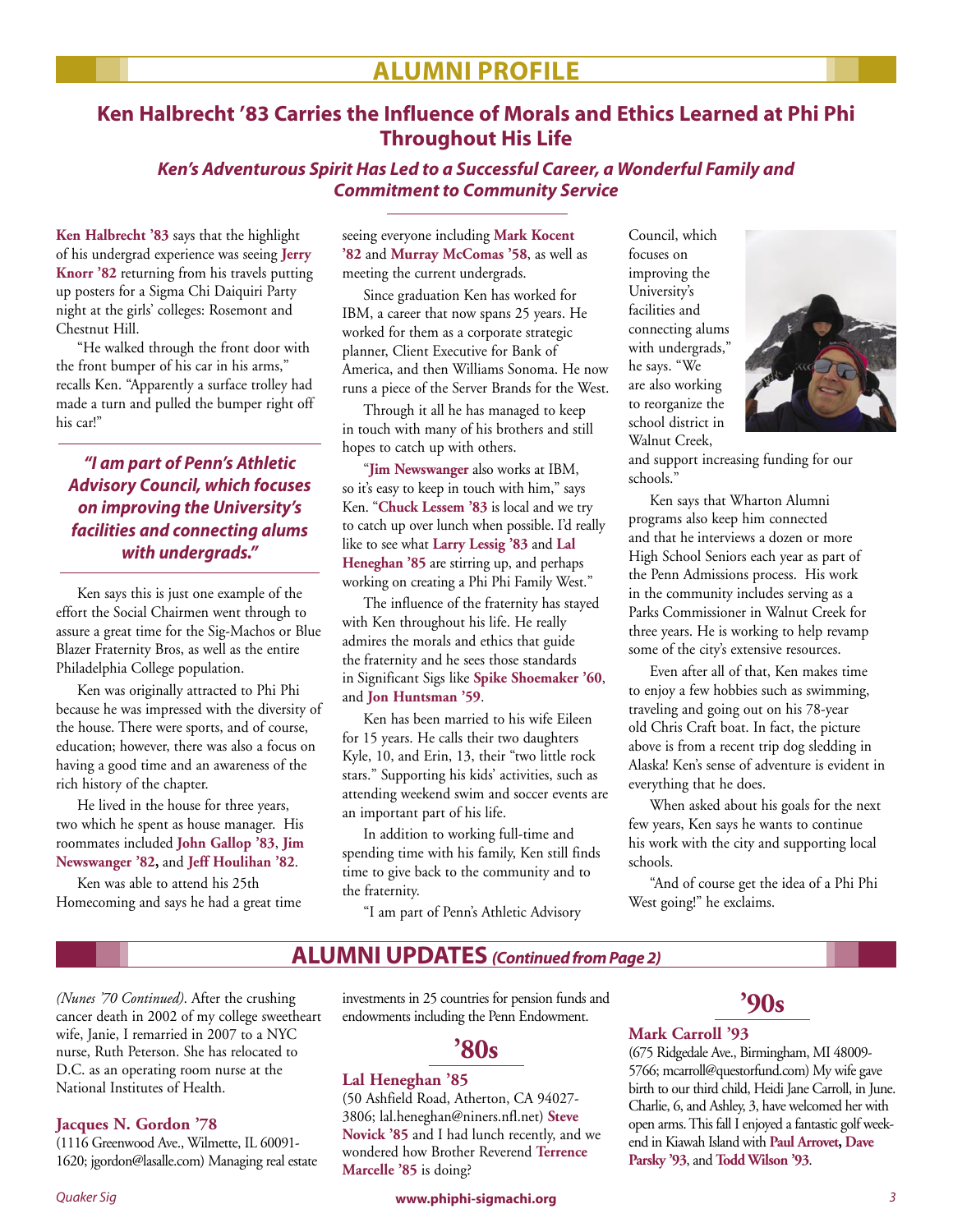## ALUMNI PROFILE

# Ken Halbrecht '83 Carries the Influence of Morals and Ethics Learned at Phi Phi Throughout His Life

### *Ken's Adventurous Spirit Has Led to a Successful Career, a Wonderful Family and Commitment to Community Service*

**Ken Halbrecht '83** says that the highlight of his undergrad experience was seeing **Jerry Knorr '82** returning from his travels putting up posters for a Sigma Chi Daiquiri Party night at the girls' colleges: Rosemont and Chestnut Hill.

"He walked through the front door with the front bumper of his car in his arms," recalls Ken. "Apparently a surface trolley had made a turn and pulled the bumper right off his car!"

> ***"I am part of Penn's Athletic Advisory Council, which focuses on improving the University's facilities and connecting alums with undergrads."***

Ken says this is just one example of the effort the Social Chairmen went through to assure a great time for the Sig-Machos or Blue Blazer Fraternity Bros, as well as the entire Philadelphia College population.

Ken was originally attracted to Phi Phi because he was impressed with the diversity of the house. There were sports, and of course, education; however, there was also a focus on having a good time and an awareness of the rich history of the chapter.

He lived in the house for three years, two which he spent as house manager. His roommates included **John Gallop '83**, **Jim Newswanger '82,** and **Jeff Houlihan '82**.

Ken was able to attend his 25th Homecoming and says he had a great time seeing everyone including **Mark Kocent '82** and **Murray McComas '58**, as well as meeting the current undergrads.

Since graduation Ken has worked for IBM, a career that now spans 25 years. He worked for them as a corporate strategic planner, Client Executive for Bank of America, and then Williams Sonoma. He now runs a piece of the Server Brands for the West.

Through it all he has managed to keep in touch with many of his brothers and still hopes to catch up with others.

"**Jim Newswanger** also works at IBM, so it's easy to keep in touch with him," says Ken. "**Chuck Lessem '83** is local and we try to catch up over lunch when possible. I'd really like to see what **Larry Lessig '83** and **Lal Heneghan '85** are stirring up, and perhaps working on creating a Phi Phi Family West."

The influence of the fraternity has stayed with Ken throughout his life. He really admires the morals and ethics that guide the fraternity and he sees those standards in Significant Sigs like **Spike Shoemaker '60**, and **Jon Huntsman '59**.

Ken has been married to his wife Eileen for 15 years. He calls their two daughters Kyle, 10, and Erin, 13, their "two little rock stars." Supporting his kids' activities, such as attending weekend swim and soccer events are an important part of his life.

In addition to working full-time and spending time with his family, Ken still finds time to give back to the community and to the fraternity.

"I am part of Penn's Athletic Advisory Council, which focuses on improving the University's facilities and connecting alums with undergrads," he says. "We are also working to reorganize the school district in Walnut Creek, and support increasing funding for our schools."

Ken says that Wharton Alumni programs also keep him connected and that he interviews a dozen or more High School Seniors each year as part of the Penn Admissions process. His work in the community includes serving as a Parks Commissioner in Walnut Creek for three years. He is working to help revamp some of the city's extensive resources.

Even after all of that, Ken makes time to enjoy a few hobbies such as swimming, traveling and going out on his 78-year old Chris Craft boat. In fact, the picture above is from a recent trip dog sledding in Alaska! Ken's sense of adventure is evident in everything that he does.

When asked about his goals for the next few years, Ken says he wants to continue his work with the city and supporting local schools.

"And of course get the idea of a Phi Phi West going!" he exclaims.

## ALUMNI UPDATES *(Continued from Page 2)*

*(Nunes '70 Continued)*. After the crushing cancer death in 2002 of my college sweetheart wife, Janie, I remarried in 2007 to a NYC nurse, Ruth Peterson. She has relocated to D.C. as an operating room nurse at the National Institutes of Health.

**Jacques N. Gordon '78**
(1116 Greenwood Ave., Wilmette, IL 60091-1620; jgordon@lasalle.com) Managing real estate investments in 25 countries for pension funds and endowments including the Penn Endowment.

## '80s

**Lal Heneghan '85**
(50 Ashfield Road, Atherton, CA 94027-3806; lal.heneghan@niners.nfl.net) **Steve Novick '85** and I had lunch recently, and we wondered how Brother Reverend **Terrence Marcelle '85** is doing?

## '90s

**Mark Carroll '93**
(675 Ridgedale Ave., Birmingham, MI 48009-5766; mcarroll@questorfund.com) My wife gave birth to our third child, Heidi Jane Carroll, in June. Charlie, 6, and Ashley, 3, have welcomed her with open arms. This fall I enjoyed a fantastic golf weekend in Kiawah Island with **Paul Arrovet, Dave Parsky '93**, and **Todd Wilson '93**.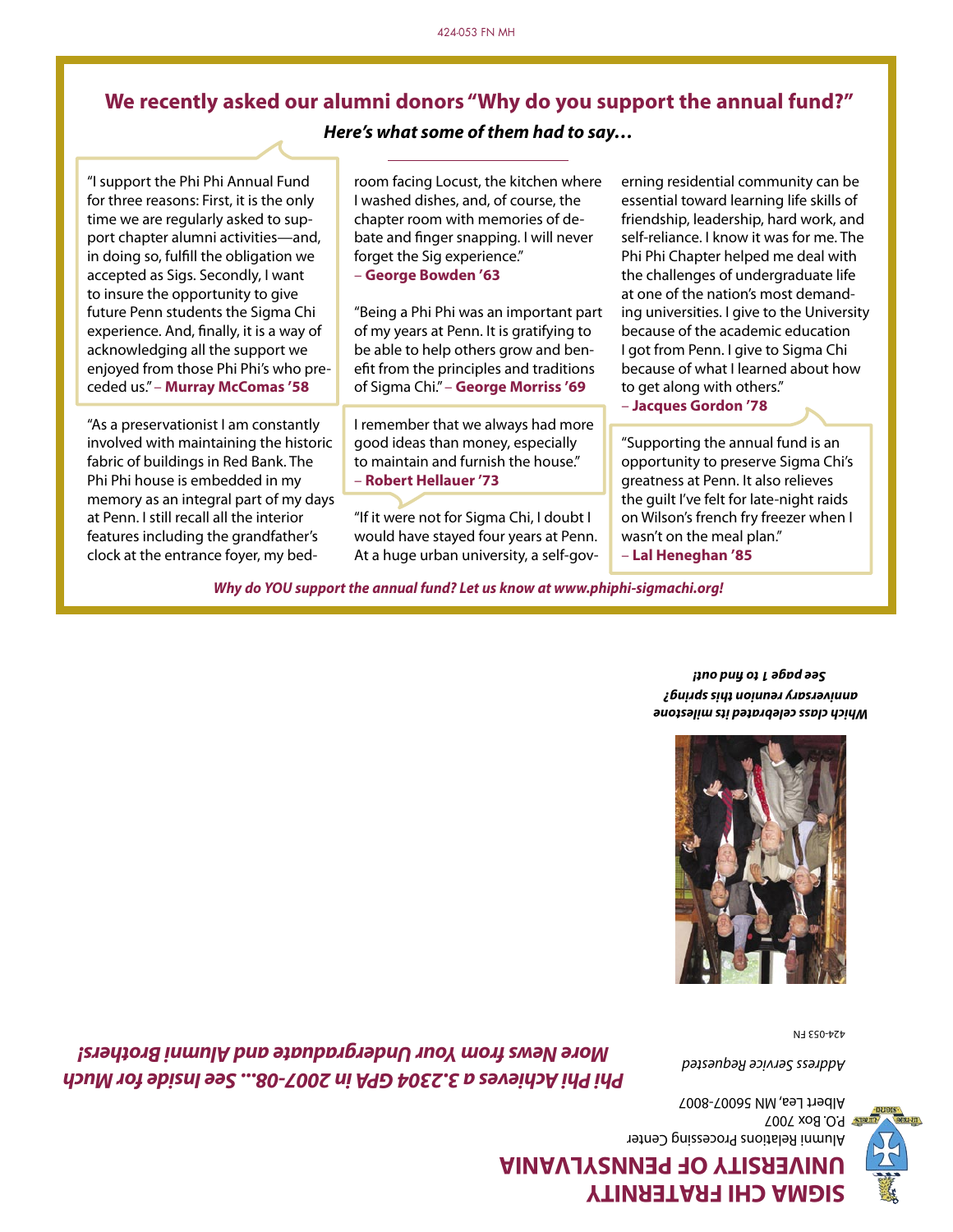## We recently asked our alumni donors "Why do you support the annual fund?"

***Here's what some of them had to say…***

"I support the Phi Phi Annual Fund for three reasons: First, it is the only time we are regularly asked to support chapter alumni activities—and, in doing so, fulfill the obligation we accepted as Sigs. Secondly, I want to insure the opportunity to give future Penn students the Sigma Chi experience. And, finally, it is a way of acknowledging all the support we enjoyed from those Phi Phi's who preceded us." – **Murray McComas '58**

"As a preservationist I am constantly involved with maintaining the historic fabric of buildings in Red Bank. The Phi Phi house is embedded in my memory as an integral part of my days at Penn. I still recall all the interior features including the grandfather's clock at the entrance foyer, my bedroom facing Locust, the kitchen where I washed dishes, and, of course, the chapter room with memories of debate and finger snapping. I will never forget the Sig experience." – **George Bowden '63**

"Being a Phi Phi was an important part of my years at Penn. It is gratifying to be able to help others grow and benefit from the principles and traditions of Sigma Chi." – **George Morriss '69**

I remember that we always had more good ideas than money, especially to maintain and furnish the house." – **Robert Hellauer '73**

"If it were not for Sigma Chi, I doubt I would have stayed four years at Penn. At a huge urban university, a self-governing residential community can be essential toward learning life skills of friendship, leadership, hard work, and self-reliance. I know it was for me. The Phi Phi Chapter helped me deal with the challenges of undergraduate life at one of the nation's most demanding universities. I give to the University because of the academic education I got from Penn. I give to Sigma Chi because of what I learned about how to get along with others." – **Jacques Gordon '78**

"Supporting the annual fund is an opportunity to preserve Sigma Chi's greatness at Penn. It also relieves the guilt I've felt for late-night raids on Wilson's french fry freezer when I wasn't on the meal plan." – **Lal Heneghan '85**

***Why do YOU support the annual fund? Let us know at www.phiphi-sigmachi.org!***

***Which class celebrated its milestone anniversary reunion this spring? See page 1 to find out!***

**SIGMA CHI FRATERNITY**
**UNIVERSITY OF PENNSYLVANIA**

Alumni Relations Processing Center
P.O. Box 7007
Albert Lea, MN 56007-8007

*Address Service Requested*

424-053 FN

***Phi Phi Achieves a 3.2304 GPA in 2007-08... See Inside for Much More News from Your Undergraduate and Alumni Brothers!***